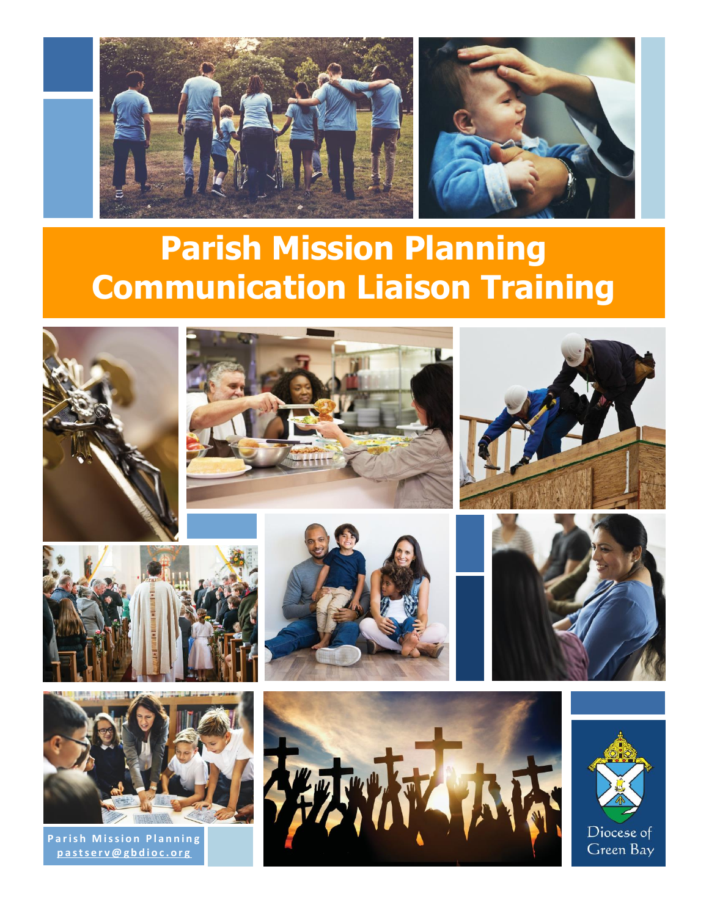# Parish Mission Planning Communication Liaison Training

Parish Mission Planning
pastserv@gbdioc.org

Diocese of Green Bay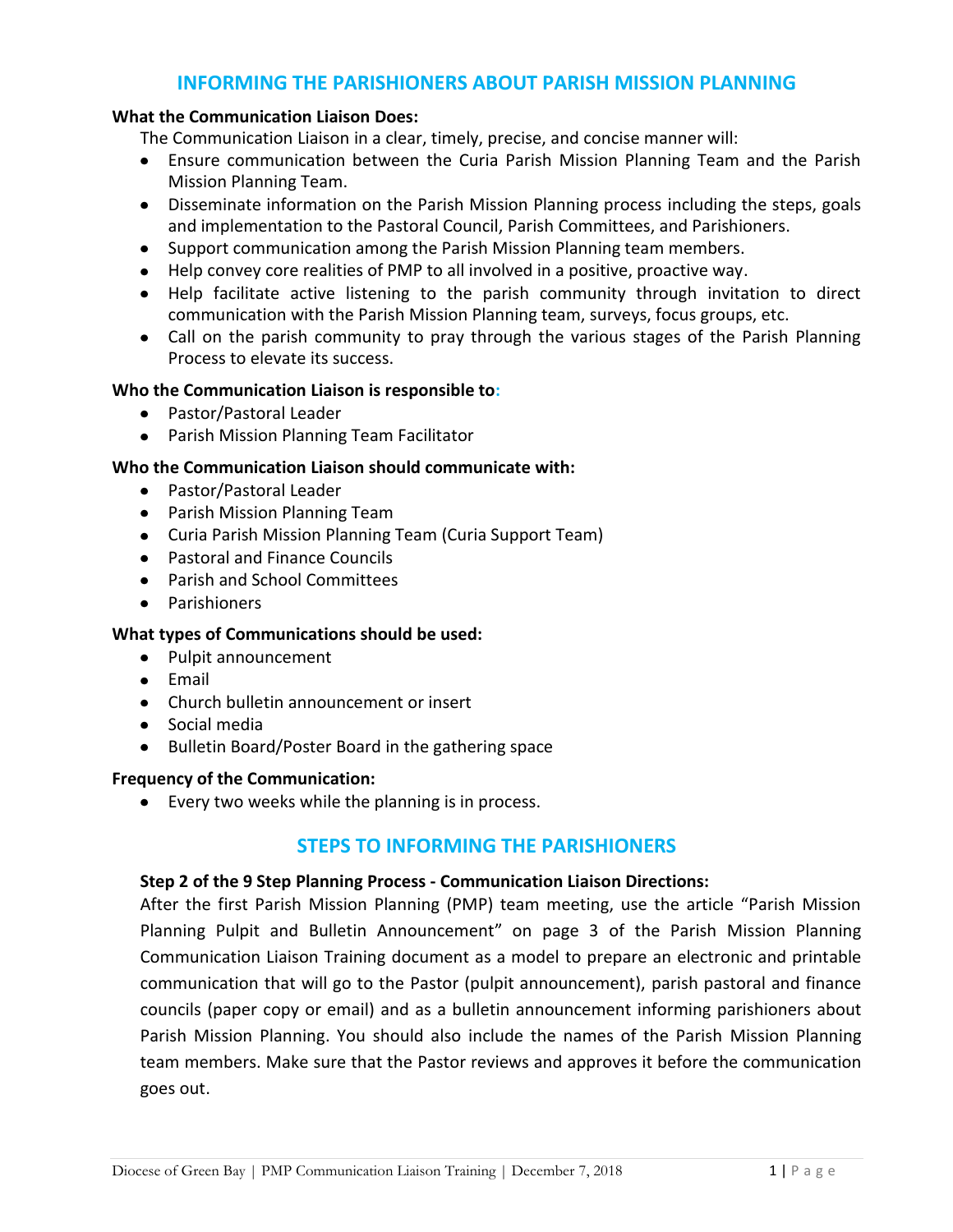## INFORMING THE PARISHIONERS ABOUT PARISH MISSION PLANNING

**What the Communication Liaison Does:**

The Communication Liaison in a clear, timely, precise, and concise manner will:

- Ensure communication between the Curia Parish Mission Planning Team and the Parish Mission Planning Team.
- Disseminate information on the Parish Mission Planning process including the steps, goals and implementation to the Pastoral Council, Parish Committees, and Parishioners.
- Support communication among the Parish Mission Planning team members.
- Help convey core realities of PMP to all involved in a positive, proactive way.
- Help facilitate active listening to the parish community through invitation to direct communication with the Parish Mission Planning team, surveys, focus groups, etc.
- Call on the parish community to pray through the various stages of the Parish Planning Process to elevate its success.

**Who the Communication Liaison is responsible to:**

- Pastor/Pastoral Leader
- Parish Mission Planning Team Facilitator

**Who the Communication Liaison should communicate with:**

- Pastor/Pastoral Leader
- Parish Mission Planning Team
- Curia Parish Mission Planning Team (Curia Support Team)
- Pastoral and Finance Councils
- Parish and School Committees
- Parishioners

**What types of Communications should be used:**

- Pulpit announcement
- Email
- Church bulletin announcement or insert
- Social media
- Bulletin Board/Poster Board in the gathering space

**Frequency of the Communication:**

- Every two weeks while the planning is in process.

## STEPS TO INFORMING THE PARISHIONERS

**Step 2 of the 9 Step Planning Process - Communication Liaison Directions:**

After the first Parish Mission Planning (PMP) team meeting, use the article "Parish Mission Planning Pulpit and Bulletin Announcement" on page 3 of the Parish Mission Planning Communication Liaison Training document as a model to prepare an electronic and printable communication that will go to the Pastor (pulpit announcement), parish pastoral and finance councils (paper copy or email) and as a bulletin announcement informing parishioners about Parish Mission Planning. You should also include the names of the Parish Mission Planning team members. Make sure that the Pastor reviews and approves it before the communication goes out.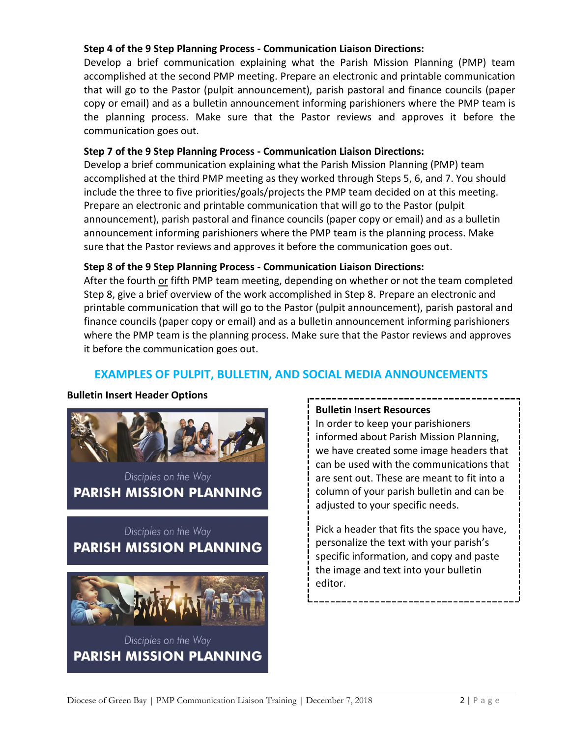**Step 4 of the 9 Step Planning Process - Communication Liaison Directions:**
Develop a brief communication explaining what the Parish Mission Planning (PMP) team accomplished at the second PMP meeting. Prepare an electronic and printable communication that will go to the Pastor (pulpit announcement), parish pastoral and finance councils (paper copy or email) and as a bulletin announcement informing parishioners where the PMP team is the planning process. Make sure that the Pastor reviews and approves it before the communication goes out.

**Step 7 of the 9 Step Planning Process - Communication Liaison Directions:**
Develop a brief communication explaining what the Parish Mission Planning (PMP) team accomplished at the third PMP meeting as they worked through Steps 5, 6, and 7. You should include the three to five priorities/goals/projects the PMP team decided on at this meeting. Prepare an electronic and printable communication that will go to the Pastor (pulpit announcement), parish pastoral and finance councils (paper copy or email) and as a bulletin announcement informing parishioners where the PMP team is the planning process. Make sure that the Pastor reviews and approves it before the communication goes out.

**Step 8 of the 9 Step Planning Process - Communication Liaison Directions:**
After the fourth or fifth PMP team meeting, depending on whether or not the team completed Step 8, give a brief overview of the work accomplished in Step 8. Prepare an electronic and printable communication that will go to the Pastor (pulpit announcement), parish pastoral and finance councils (paper copy or email) and as a bulletin announcement informing parishioners where the PMP team is the planning process. Make sure that the Pastor reviews and approves it before the communication goes out.

## EXAMPLES OF PULPIT, BULLETIN, AND SOCIAL MEDIA ANNOUNCEMENTS

**Bulletin Insert Header Options**

*Disciples on the Way*
**PARISH MISSION PLANNING**

*Disciples on the Way*
**PARISH MISSION PLANNING**

*Disciples on the Way*
**PARISH MISSION PLANNING**

**Bulletin Insert Resources**
In order to keep your parishioners informed about Parish Mission Planning, we have created some image headers that can be used with the communications that are sent out. These are meant to fit into a column of your parish bulletin and can be adjusted to your specific needs.

Pick a header that fits the space you have, personalize the text with your parish's specific information, and copy and paste the image and text into your bulletin editor.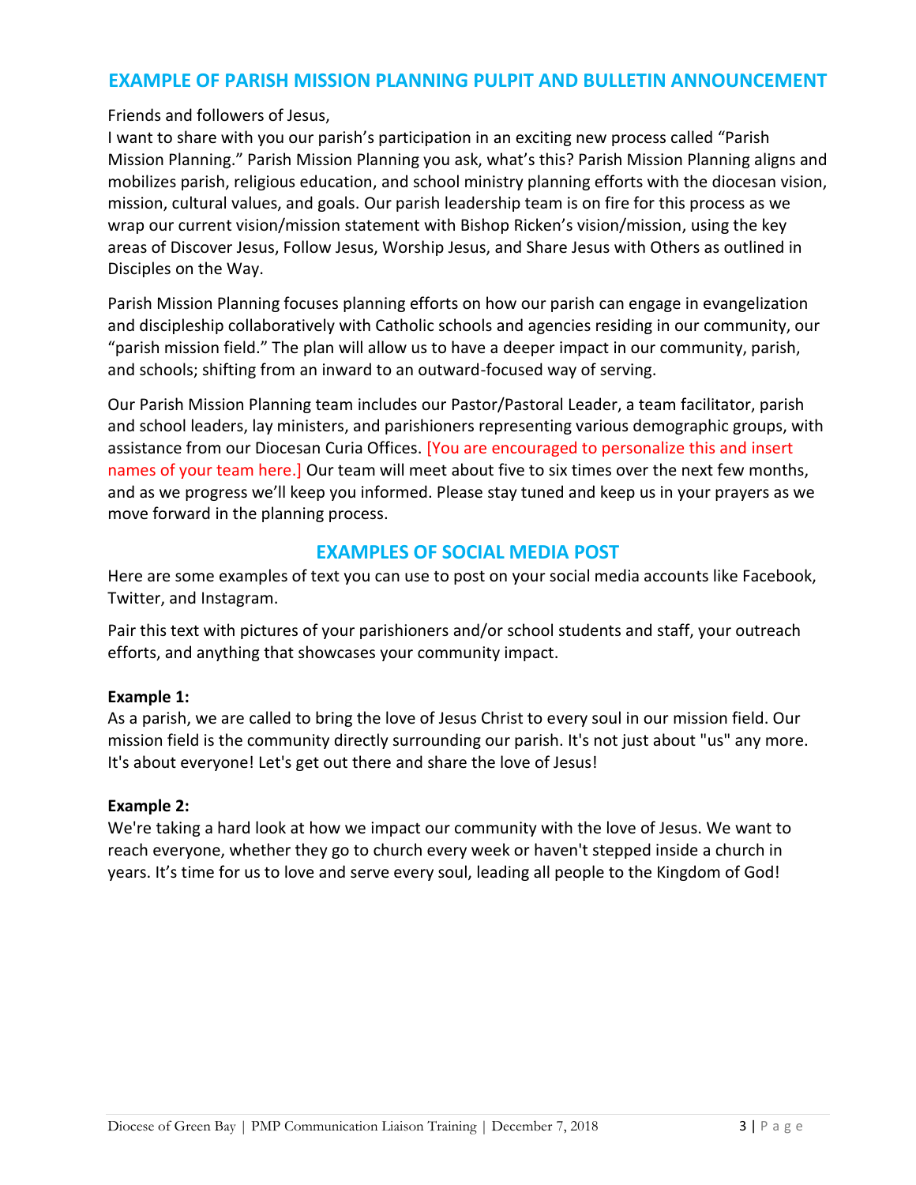## EXAMPLE OF PARISH MISSION PLANNING PULPIT AND BULLETIN ANNOUNCEMENT

Friends and followers of Jesus,
I want to share with you our parish's participation in an exciting new process called "Parish Mission Planning." Parish Mission Planning you ask, what's this? Parish Mission Planning aligns and mobilizes parish, religious education, and school ministry planning efforts with the diocesan vision, mission, cultural values, and goals. Our parish leadership team is on fire for this process as we wrap our current vision/mission statement with Bishop Ricken's vision/mission, using the key areas of Discover Jesus, Follow Jesus, Worship Jesus, and Share Jesus with Others as outlined in Disciples on the Way.

Parish Mission Planning focuses planning efforts on how our parish can engage in evangelization and discipleship collaboratively with Catholic schools and agencies residing in our community, our "parish mission field." The plan will allow us to have a deeper impact in our community, parish, and schools; shifting from an inward to an outward-focused way of serving.

Our Parish Mission Planning team includes our Pastor/Pastoral Leader, a team facilitator, parish and school leaders, lay ministers, and parishioners representing various demographic groups, with assistance from our Diocesan Curia Offices. [You are encouraged to personalize this and insert names of your team here.] Our team will meet about five to six times over the next few months, and as we progress we'll keep you informed. Please stay tuned and keep us in your prayers as we move forward in the planning process.

## EXAMPLES OF SOCIAL MEDIA POST

Here are some examples of text you can use to post on your social media accounts like Facebook, Twitter, and Instagram.

Pair this text with pictures of your parishioners and/or school students and staff, your outreach efforts, and anything that showcases your community impact.

**Example 1:**
As a parish, we are called to bring the love of Jesus Christ to every soul in our mission field. Our mission field is the community directly surrounding our parish. It's not just about "us" any more. It's about everyone! Let's get out there and share the love of Jesus!

**Example 2:**
We're taking a hard look at how we impact our community with the love of Jesus. We want to reach everyone, whether they go to church every week or haven't stepped inside a church in years. It's time for us to love and serve every soul, leading all people to the Kingdom of God!